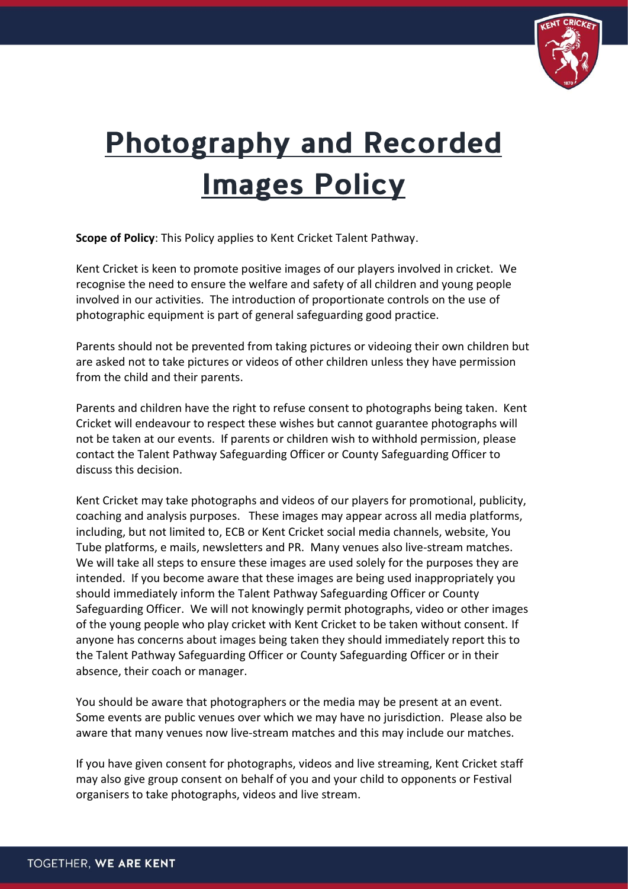# Photography and Recorded Images Policy

**Scope of Policy**: This Policy applies to Kent Cricket Talent Pathway.

Kent Cricket is keen to promote positive images of our players involved in cricket. We recognise the need to ensure the welfare and safety of all children and young people involved in our activities. The introduction of proportionate controls on the use of photographic equipment is part of general safeguarding good practice.

Parents should not be prevented from taking pictures or videoing their own children but are asked not to take pictures or videos of other children unless they have permission from the child and their parents.

Parents and children have the right to refuse consent to photographs being taken. Kent Cricket will endeavour to respect these wishes but cannot guarantee photographs will not be taken at our events. If parents or children wish to withhold permission, please contact the Talent Pathway Safeguarding Officer or County Safeguarding Officer to discuss this decision.

Kent Cricket may take photographs and videos of our players for promotional, publicity, coaching and analysis purposes. These images may appear across all media platforms, including, but not limited to, ECB or Kent Cricket social media channels, website, You Tube platforms, e mails, newsletters and PR. Many venues also live-stream matches. We will take all steps to ensure these images are used solely for the purposes they are intended. If you become aware that these images are being used inappropriately you should immediately inform the Talent Pathway Safeguarding Officer or County Safeguarding Officer. We will not knowingly permit photographs, video or other images of the young people who play cricket with Kent Cricket to be taken without consent. If anyone has concerns about images being taken they should immediately report this to the Talent Pathway Safeguarding Officer or County Safeguarding Officer or in their absence, their coach or manager.

You should be aware that photographers or the media may be present at an event. Some events are public venues over which we may have no jurisdiction. Please also be aware that many venues now live-stream matches and this may include our matches.

If you have given consent for photographs, videos and live streaming, Kent Cricket staff may also give group consent on behalf of you and your child to opponents or Festival organisers to take photographs, videos and live stream.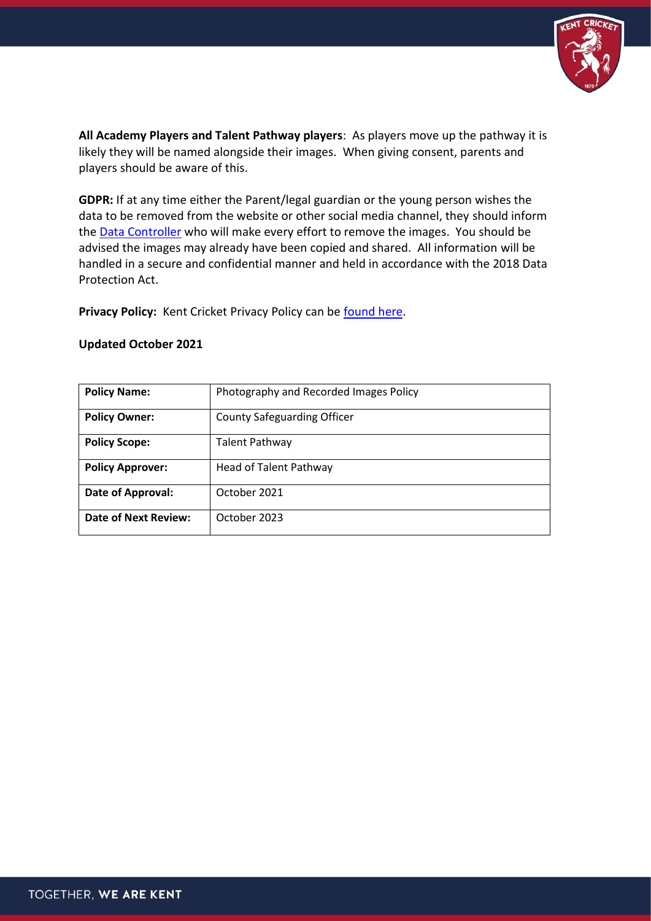**All Academy Players and Talent Pathway players**: As players move up the pathway it is likely they will be named alongside their images. When giving consent, parents and players should be aware of this.

**GDPR:** If at any time either the Parent/legal guardian or the young person wishes the data to be removed from the website or other social media channel, they should inform the Data Controller who will make every effort to remove the images. You should be advised the images may already have been copied and shared. All information will be handled in a secure and confidential manner and held in accordance with the 2018 Data Protection Act.

**Privacy Policy:** Kent Cricket Privacy Policy can be found here.

**Updated October 2021**

| | |
|---|---|
| **Policy Name:** | Photography and Recorded Images Policy |
| **Policy Owner:** | County Safeguarding Officer |
| **Policy Scope:** | Talent Pathway |
| **Policy Approver:** | Head of Talent Pathway |
| **Date of Approval:** | October 2021 |
| **Date of Next Review:** | October 2023 |